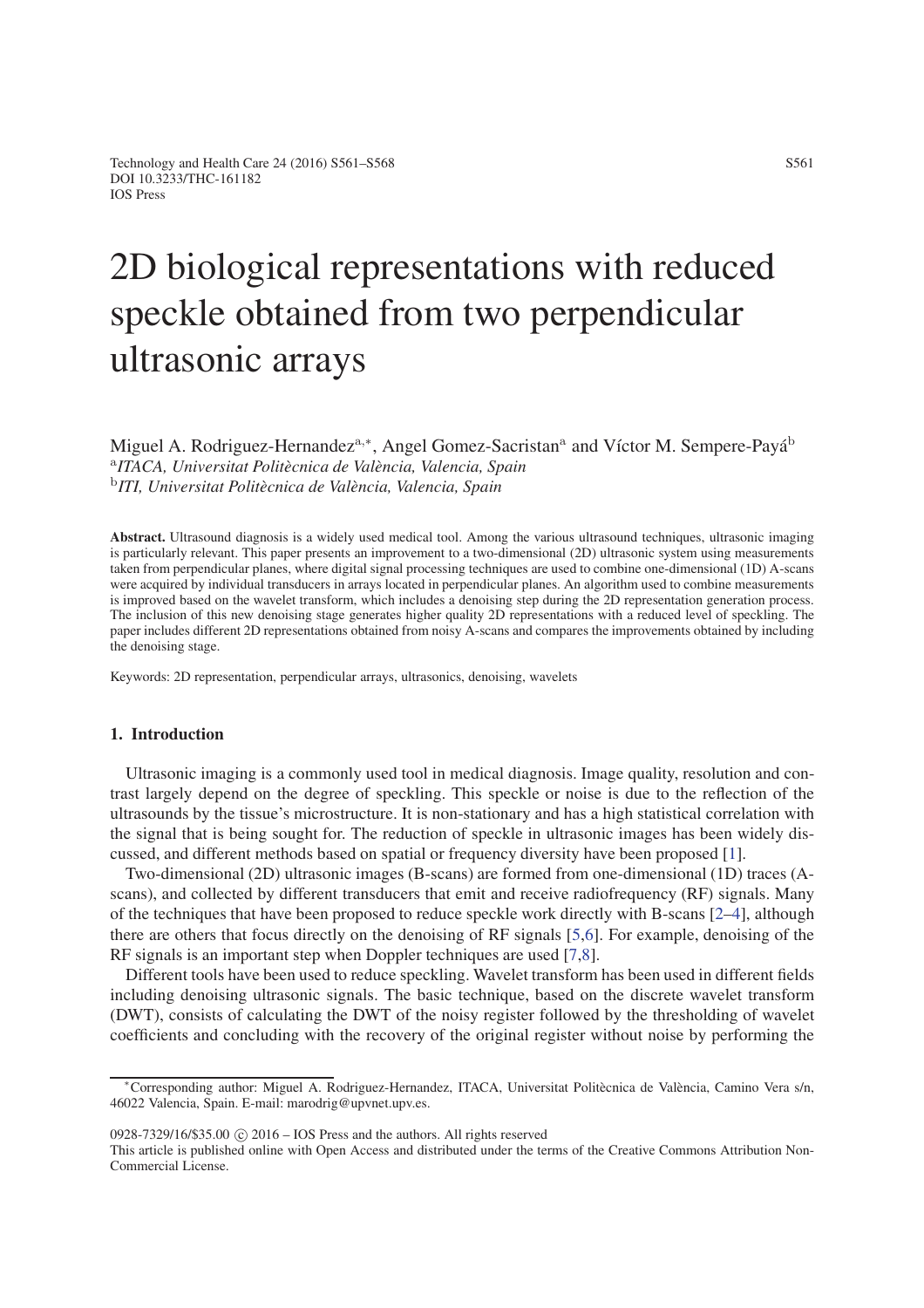# 2D biological representations with reduced speckle obtained from two perpendicular ultrasonic arrays

Miguel A. Rodriguez-Hernandez[a,*], Angel Gomez-Sacristan[a] and Víctor M. Sempere-Payá[b]

[a]*ITACA, Universitat Politècnica de València, Valencia, Spain*

[b]*ITI, Universitat Politècnica de València, Valencia, Spain*

**Abstract.** Ultrasound diagnosis is a widely used medical tool. Among the various ultrasound techniques, ultrasonic imaging is particularly relevant. This paper presents an improvement to a two-dimensional (2D) ultrasonic system using measurements taken from perpendicular planes, where digital signal processing techniques are used to combine one-dimensional (1D) A-scans were acquired by individual transducers in arrays located in perpendicular planes. An algorithm used to combine measurements is improved based on the wavelet transform, which includes a denoising step during the 2D representation generation process. The inclusion of this new denoising stage generates higher quality 2D representations with a reduced level of speckling. The paper includes different 2D representations obtained from noisy A-scans and compares the improvements obtained by including the denoising stage.

Keywords: 2D representation, perpendicular arrays, ultrasonics, denoising, wavelets

## 1. Introduction

Ultrasonic imaging is a commonly used tool in medical diagnosis. Image quality, resolution and contrast largely depend on the degree of speckling. This speckle or noise is due to the reflection of the ultrasounds by the tissue's microstructure. It is non-stationary and has a high statistical correlation with the signal that is being sought for. The reduction of speckle in ultrasonic images has been widely discussed, and different methods based on spatial or frequency diversity have been proposed [1].

Two-dimensional (2D) ultrasonic images (B-scans) are formed from one-dimensional (1D) traces (A-scans), and collected by different transducers that emit and receive radiofrequency (RF) signals. Many of the techniques that have been proposed to reduce speckle work directly with B-scans [2–4], although there are others that focus directly on the denoising of RF signals [5,6]. For example, denoising of the RF signals is an important step when Doppler techniques are used [7,8].

Different tools have been used to reduce speckling. Wavelet transform has been used in different fields including denoising ultrasonic signals. The basic technique, based on the discrete wavelet transform (DWT), consists of calculating the DWT of the noisy register followed by the thresholding of wavelet coefficients and concluding with the recovery of the original register without noise by performing the

*Corresponding author: Miguel A. Rodriguez-Hernandez, ITACA, Universitat Politècnica de València, Camino Vera s/n, 46022 Valencia, Spain. E-mail: marodrig@upvnet.upv.es.

0928-7329/16/$35.00 © 2016 – IOS Press and the authors. All rights reserved

This article is published online with Open Access and distributed under the terms of the Creative Commons Attribution Non-Commercial License.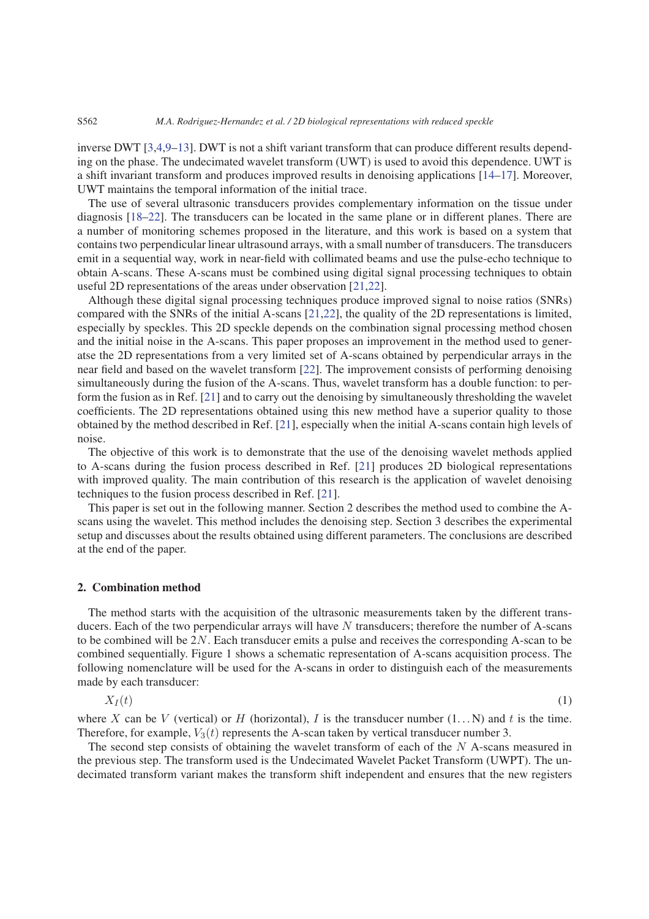inverse DWT [3,4,9–13]. DWT is not a shift variant transform that can produce different results depending on the phase. The undecimated wavelet transform (UWT) is used to avoid this dependence. UWT is a shift invariant transform and produces improved results in denoising applications [14–17]. Moreover, UWT maintains the temporal information of the initial trace.

The use of several ultrasonic transducers provides complementary information on the tissue under diagnosis [18–22]. The transducers can be located in the same plane or in different planes. There are a number of monitoring schemes proposed in the literature, and this work is based on a system that contains two perpendicular linear ultrasound arrays, with a small number of transducers. The transducers emit in a sequential way, work in near-field with collimated beams and use the pulse-echo technique to obtain A-scans. These A-scans must be combined using digital signal processing techniques to obtain useful 2D representations of the areas under observation [21,22].

Although these digital signal processing techniques produce improved signal to noise ratios (SNRs) compared with the SNRs of the initial A-scans [21,22], the quality of the 2D representations is limited, especially by speckles. This 2D speckle depends on the combination signal processing method chosen and the initial noise in the A-scans. This paper proposes an improvement in the method used to generatse the 2D representations from a very limited set of A-scans obtained by perpendicular arrays in the near field and based on the wavelet transform [22]. The improvement consists of performing denoising simultaneously during the fusion of the A-scans. Thus, wavelet transform has a double function: to perform the fusion as in Ref. [21] and to carry out the denoising by simultaneously thresholding the wavelet coefficients. The 2D representations obtained using this new method have a superior quality to those obtained by the method described in Ref. [21], especially when the initial A-scans contain high levels of noise.

The objective of this work is to demonstrate that the use of the denoising wavelet methods applied to A-scans during the fusion process described in Ref. [21] produces 2D biological representations with improved quality. The main contribution of this research is the application of wavelet denoising techniques to the fusion process described in Ref. [21].

This paper is set out in the following manner. Section 2 describes the method used to combine the A-scans using the wavelet. This method includes the denoising step. Section 3 describes the experimental setup and discusses about the results obtained using different parameters. The conclusions are described at the end of the paper.

## 2. Combination method

The method starts with the acquisition of the ultrasonic measurements taken by the different transducers. Each of the two perpendicular arrays will have $N$ transducers; therefore the number of A-scans to be combined will be $2N$. Each transducer emits a pulse and receives the corresponding A-scan to be combined sequentially. Figure 1 shows a schematic representation of A-scans acquisition process. The following nomenclature will be used for the A-scans in order to distinguish each of the measurements made by each transducer:

$$X_I(t) \tag{1}$$

where $X$ can be $V$ (vertical) or $H$ (horizontal), $I$ is the transducer number (1…N) and $t$ is the time. Therefore, for example, $V_3(t)$ represents the A-scan taken by vertical transducer number 3.

The second step consists of obtaining the wavelet transform of each of the $N$ A-scans measured in the previous step. The transform used is the Undecimated Wavelet Packet Transform (UWPT). The undecimated transform variant makes the transform shift independent and ensures that the new registers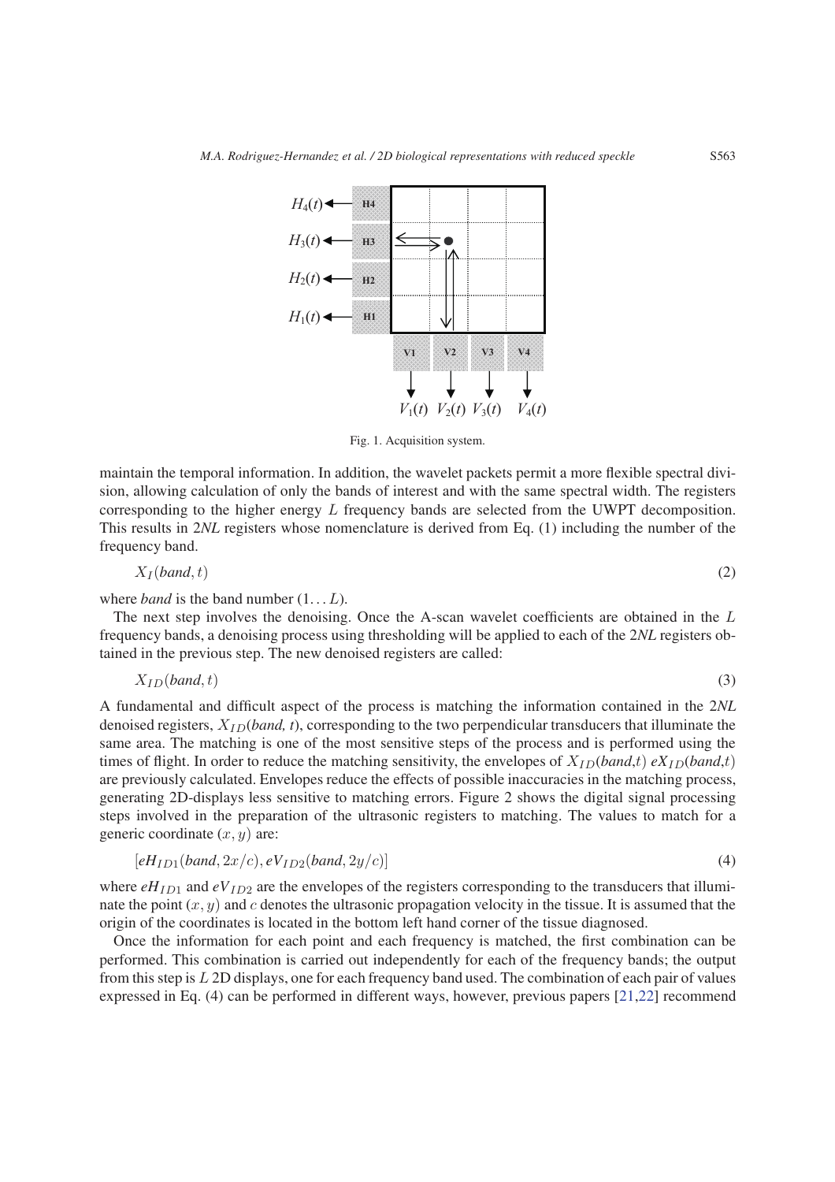Fig. 1. Acquisition system.

maintain the temporal information. In addition, the wavelet packets permit a more flexible spectral division, allowing calculation of only the bands of interest and with the same spectral width. The registers corresponding to the higher energy $L$ frequency bands are selected from the UWPT decomposition. This results in 2*NL* registers whose nomenclature is derived from Eq. (1) including the number of the frequency band.

$$X_I(band, t) \tag{2}$$

where *band* is the band number $(1 \ldots L)$.

The next step involves the denoising. Once the A-scan wavelet coefficients are obtained in the $L$ frequency bands, a denoising process using thresholding will be applied to each of the 2*NL* registers obtained in the previous step. The new denoised registers are called:

$$X_{ID}(band, t) \tag{3}$$

A fundamental and difficult aspect of the process is matching the information contained in the 2*NL* denoised registers, $X_{ID}(band, t)$, corresponding to the two perpendicular transducers that illuminate the same area. The matching is one of the most sensitive steps of the process and is performed using the times of flight. In order to reduce the matching sensitivity, the envelopes of $X_{ID}(band,t)$ $eX_{ID}(band,t)$ are previously calculated. Envelopes reduce the effects of possible inaccuracies in the matching process, generating 2D-displays less sensitive to matching errors. Figure 2 shows the digital signal processing steps involved in the preparation of the ultrasonic registers to matching. The values to match for a generic coordinate $(x, y)$ are:

$$[eH_{ID1}(band, 2x/c), eV_{ID2}(band, 2y/c)] \tag{4}$$

where $eH_{ID1}$ and $eV_{ID2}$ are the envelopes of the registers corresponding to the transducers that illuminate the point $(x, y)$ and $c$ denotes the ultrasonic propagation velocity in the tissue. It is assumed that the origin of the coordinates is located in the bottom left hand corner of the tissue diagnosed.

Once the information for each point and each frequency is matched, the first combination can be performed. This combination is carried out independently for each of the frequency bands; the output from this step is $L$ 2D displays, one for each frequency band used. The combination of each pair of values expressed in Eq. (4) can be performed in different ways, however, previous papers [21,22] recommend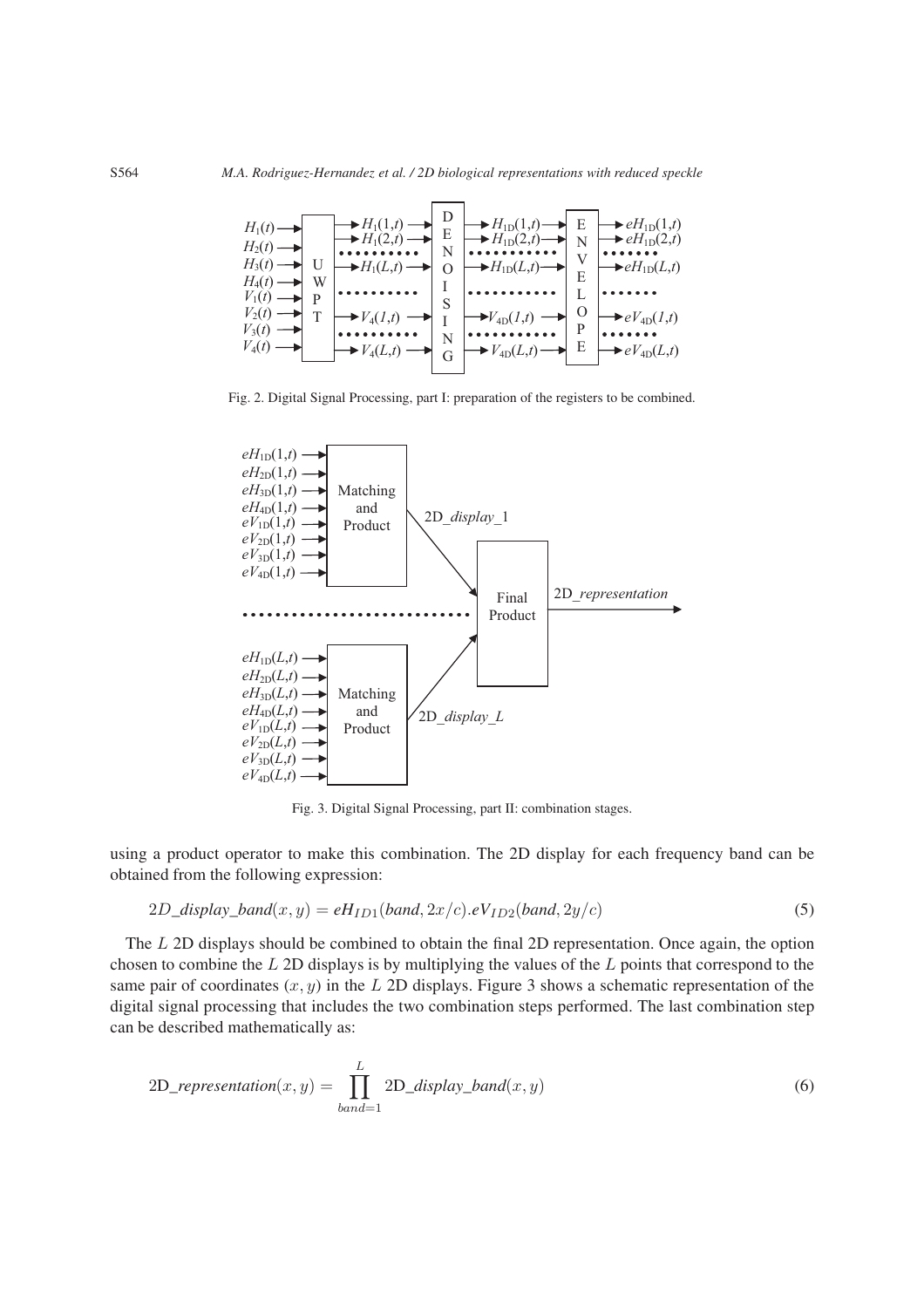Fig. 2. Digital Signal Processing, part I: preparation of the registers to be combined.

Fig. 3. Digital Signal Processing, part II: combination stages.

using a product operator to make this combination. The 2D display for each frequency band can be obtained from the following expression:

$$2D\_display\_band(x, y) = eH_{ID1}(band, 2x/c).eV_{ID2}(band, 2y/c) \tag{5}$$

The $L$ 2D displays should be combined to obtain the final 2D representation. Once again, the option chosen to combine the $L$ 2D displays is by multiplying the values of the $L$ points that correspond to the same pair of coordinates $(x, y)$ in the $L$ 2D displays. Figure 3 shows a schematic representation of the digital signal processing that includes the two combination steps performed. The last combination step can be described mathematically as:

$$\text{2D\_}representation(x, y) = \prod_{band=1}^{L} \text{2D\_}display\_band(x, y) \tag{6}$$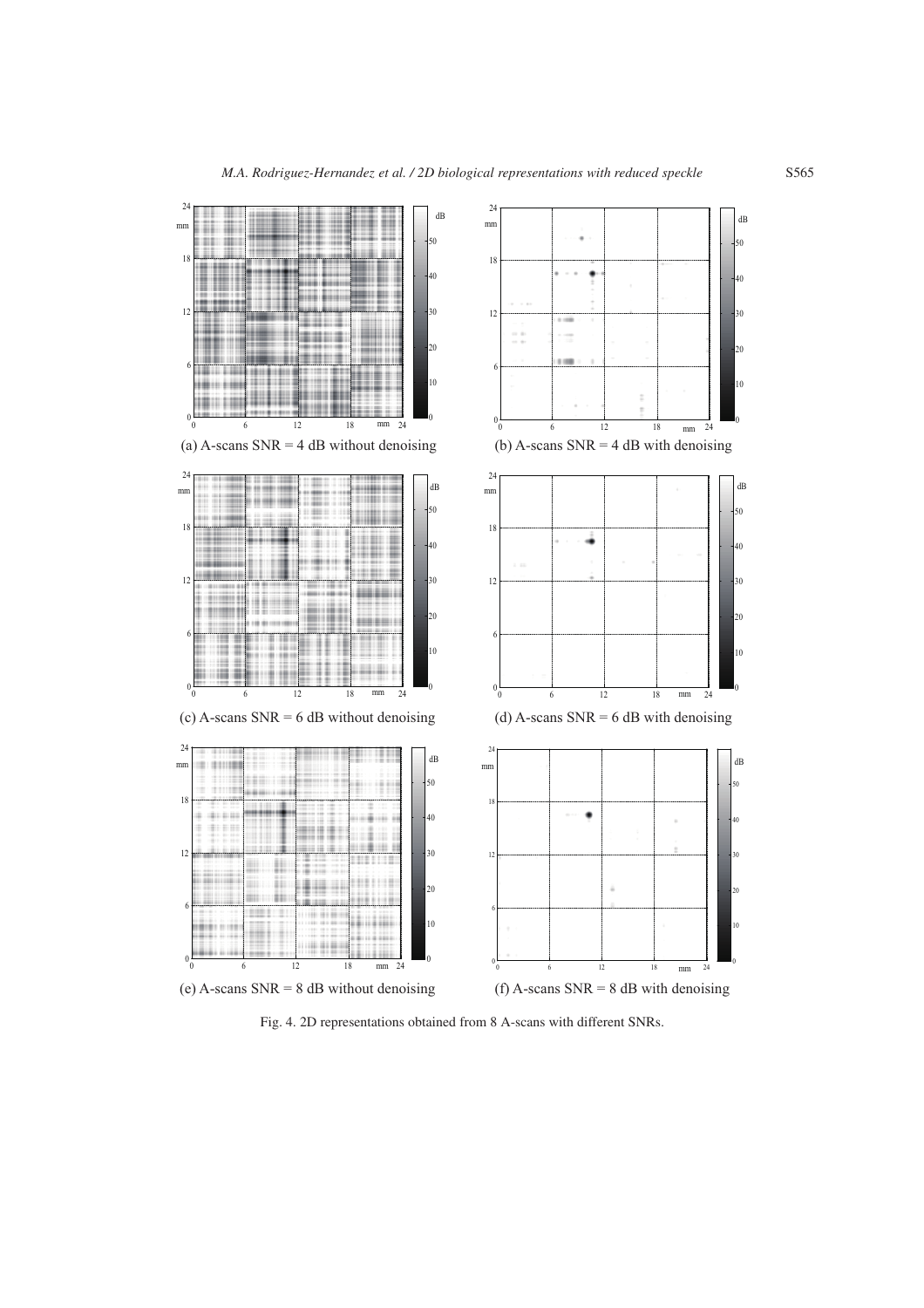(a) A-scans SNR = 4 dB without denoising

(b) A-scans SNR = 4 dB with denoising

(c) A-scans SNR = 6 dB without denoising

(d) A-scans SNR = 6 dB with denoising

(e) A-scans SNR = 8 dB without denoising

(f) A-scans SNR = 8 dB with denoising

Fig. 4. 2D representations obtained from 8 A-scans with different SNRs.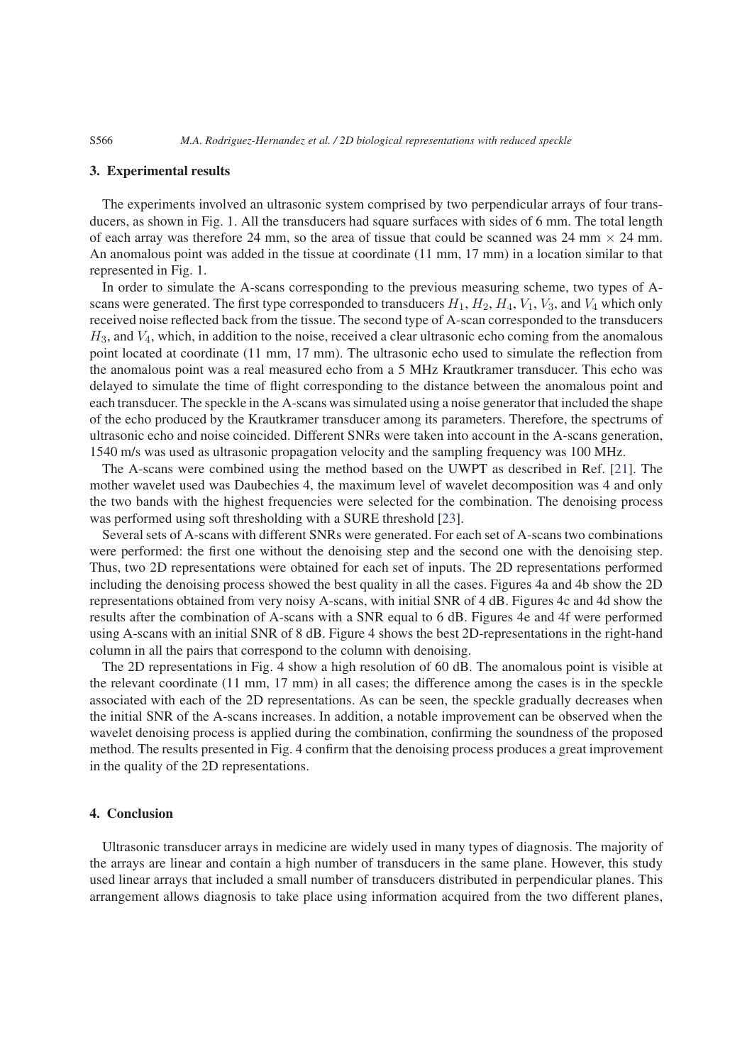## 3. Experimental results

The experiments involved an ultrasonic system comprised by two perpendicular arrays of four transducers, as shown in Fig. 1. All the transducers had square surfaces with sides of 6 mm. The total length of each array was therefore 24 mm, so the area of tissue that could be scanned was 24 mm $\times$ 24 mm. An anomalous point was added in the tissue at coordinate (11 mm, 17 mm) in a location similar to that represented in Fig. 1.

In order to simulate the A-scans corresponding to the previous measuring scheme, two types of A-scans were generated. The first type corresponded to transducers $H_1$, $H_2$, $H_4$, $V_1$, $V_3$, and $V_4$ which only received noise reflected back from the tissue. The second type of A-scan corresponded to the transducers $H_3$, and $V_4$, which, in addition to the noise, received a clear ultrasonic echo coming from the anomalous point located at coordinate (11 mm, 17 mm). The ultrasonic echo used to simulate the reflection from the anomalous point was a real measured echo from a 5 MHz Krautkramer transducer. This echo was delayed to simulate the time of flight corresponding to the distance between the anomalous point and each transducer. The speckle in the A-scans was simulated using a noise generator that included the shape of the echo produced by the Krautkramer transducer among its parameters. Therefore, the spectrums of ultrasonic echo and noise coincided. Different SNRs were taken into account in the A-scans generation, 1540 m/s was used as ultrasonic propagation velocity and the sampling frequency was 100 MHz.

The A-scans were combined using the method based on the UWPT as described in Ref. [21]. The mother wavelet used was Daubechies 4, the maximum level of wavelet decomposition was 4 and only the two bands with the highest frequencies were selected for the combination. The denoising process was performed using soft thresholding with a SURE threshold [23].

Several sets of A-scans with different SNRs were generated. For each set of A-scans two combinations were performed: the first one without the denoising step and the second one with the denoising step. Thus, two 2D representations were obtained for each set of inputs. The 2D representations performed including the denoising process showed the best quality in all the cases. Figures 4a and 4b show the 2D representations obtained from very noisy A-scans, with initial SNR of 4 dB. Figures 4c and 4d show the results after the combination of A-scans with a SNR equal to 6 dB. Figures 4e and 4f were performed using A-scans with an initial SNR of 8 dB. Figure 4 shows the best 2D-representations in the right-hand column in all the pairs that correspond to the column with denoising.

The 2D representations in Fig. 4 show a high resolution of 60 dB. The anomalous point is visible at the relevant coordinate (11 mm, 17 mm) in all cases; the difference among the cases is in the speckle associated with each of the 2D representations. As can be seen, the speckle gradually decreases when the initial SNR of the A-scans increases. In addition, a notable improvement can be observed when the wavelet denoising process is applied during the combination, confirming the soundness of the proposed method. The results presented in Fig. 4 confirm that the denoising process produces a great improvement in the quality of the 2D representations.

## 4. Conclusion

Ultrasonic transducer arrays in medicine are widely used in many types of diagnosis. The majority of the arrays are linear and contain a high number of transducers in the same plane. However, this study used linear arrays that included a small number of transducers distributed in perpendicular planes. This arrangement allows diagnosis to take place using information acquired from the two different planes,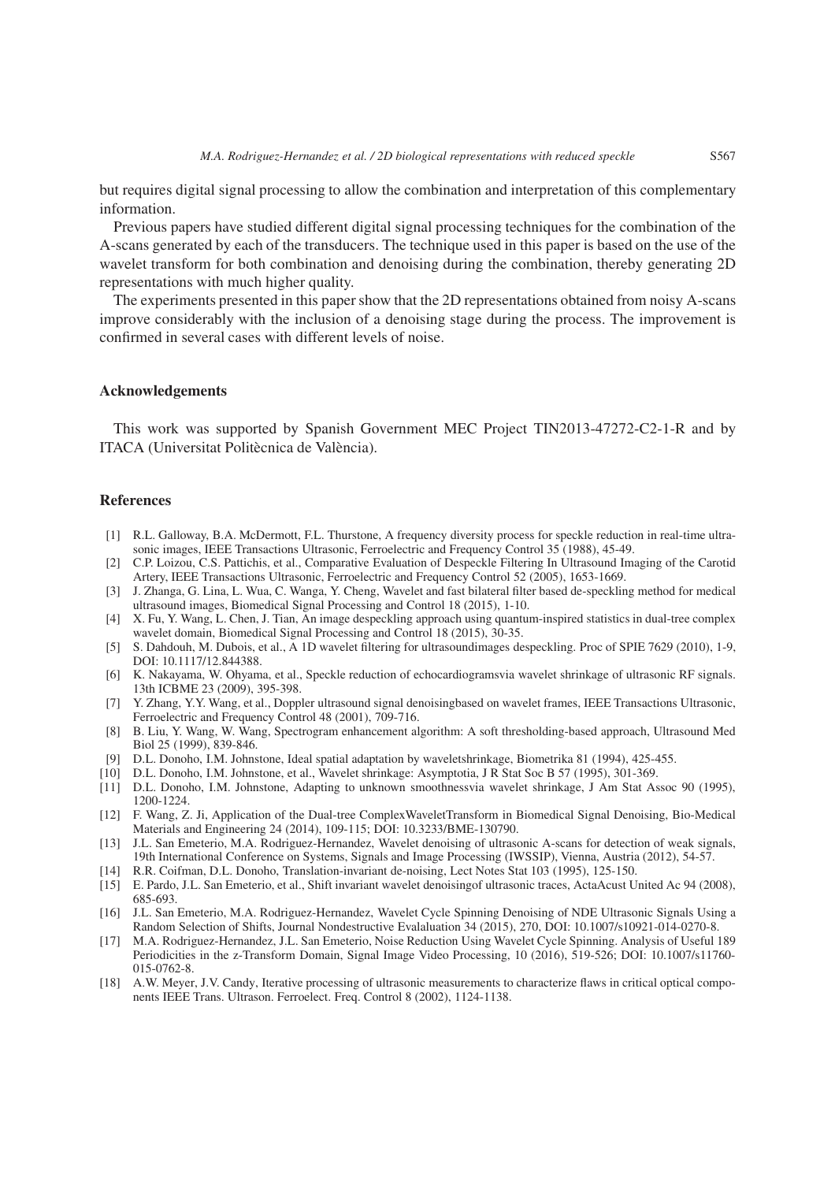but requires digital signal processing to allow the combination and interpretation of this complementary information.

Previous papers have studied different digital signal processing techniques for the combination of the A-scans generated by each of the transducers. The technique used in this paper is based on the use of the wavelet transform for both combination and denoising during the combination, thereby generating 2D representations with much higher quality.

The experiments presented in this paper show that the 2D representations obtained from noisy A-scans improve considerably with the inclusion of a denoising stage during the process. The improvement is confirmed in several cases with different levels of noise.

## Acknowledgements

This work was supported by Spanish Government MEC Project TIN2013-47272-C2-1-R and by ITACA (Universitat Politècnica de València).

## References

- [1] R.L. Galloway, B.A. McDermott, F.L. Thurstone, A frequency diversity process for speckle reduction in real-time ultrasonic images, IEEE Transactions Ultrasonic, Ferroelectric and Frequency Control 35 (1988), 45-49.
- [2] C.P. Loizou, C.S. Pattichis, et al., Comparative Evaluation of Despeckle Filtering In Ultrasound Imaging of the Carotid Artery, IEEE Transactions Ultrasonic, Ferroelectric and Frequency Control 52 (2005), 1653-1669.
- [3] J. Zhanga, G. Lina, L. Wua, C. Wanga, Y. Cheng, Wavelet and fast bilateral filter based de-speckling method for medical ultrasound images, Biomedical Signal Processing and Control 18 (2015), 1-10.
- [4] X. Fu, Y. Wang, L. Chen, J. Tian, An image despeckling approach using quantum-inspired statistics in dual-tree complex wavelet domain, Biomedical Signal Processing and Control 18 (2015), 30-35.
- [5] S. Dahdouh, M. Dubois, et al., A 1D wavelet filtering for ultrasoundimages despeckling. Proc of SPIE 7629 (2010), 1-9, DOI: 10.1117/12.844388.
- [6] K. Nakayama, W. Ohyama, et al., Speckle reduction of echocardiogramsvia wavelet shrinkage of ultrasonic RF signals. 13th ICBME 23 (2009), 395-398.
- [7] Y. Zhang, Y.Y. Wang, et al., Doppler ultrasound signal denoisingbased on wavelet frames, IEEE Transactions Ultrasonic, Ferroelectric and Frequency Control 48 (2001), 709-716.
- [8] B. Liu, Y. Wang, W. Wang, Spectrogram enhancement algorithm: A soft thresholding-based approach, Ultrasound Med Biol 25 (1999), 839-846.
- [9] D.L. Donoho, I.M. Johnstone, Ideal spatial adaptation by waveletshrinkage, Biometrika 81 (1994), 425-455.
- [10] D.L. Donoho, I.M. Johnstone, et al., Wavelet shrinkage: Asymptotia, J R Stat Soc B 57 (1995), 301-369.
- [11] D.L. Donoho, I.M. Johnstone, Adapting to unknown smoothnessvia wavelet shrinkage, J Am Stat Assoc 90 (1995), 1200-1224.
- [12] F. Wang, Z. Ji, Application of the Dual-tree ComplexWaveletTransform in Biomedical Signal Denoising, Bio-Medical Materials and Engineering 24 (2014), 109-115; DOI: 10.3233/BME-130790.
- [13] J.L. San Emeterio, M.A. Rodriguez-Hernandez, Wavelet denoising of ultrasonic A-scans for detection of weak signals, 19th International Conference on Systems, Signals and Image Processing (IWSSIP), Vienna, Austria (2012), 54-57.
- [14] R.R. Coifman, D.L. Donoho, Translation-invariant de-noising, Lect Notes Stat 103 (1995), 125-150.
- [15] E. Pardo, J.L. San Emeterio, et al., Shift invariant wavelet denoisingof ultrasonic traces, ActaAcust United Ac 94 (2008), 685-693.
- [16] J.L. San Emeterio, M.A. Rodriguez-Hernandez, Wavelet Cycle Spinning Denoising of NDE Ultrasonic Signals Using a Random Selection of Shifts, Journal Nondestructive Evalaluation 34 (2015), 270, DOI: 10.1007/s10921-014-0270-8.
- [17] M.A. Rodriguez-Hernandez, J.L. San Emeterio, Noise Reduction Using Wavelet Cycle Spinning. Analysis of Useful 189 Periodicities in the z-Transform Domain, Signal Image Video Processing, 10 (2016), 519-526; DOI: 10.1007/s11760-015-0762-8.
- [18] A.W. Meyer, J.V. Candy, Iterative processing of ultrasonic measurements to characterize flaws in critical optical components IEEE Trans. Ultrason. Ferroelect. Freq. Control 8 (2002), 1124-1138.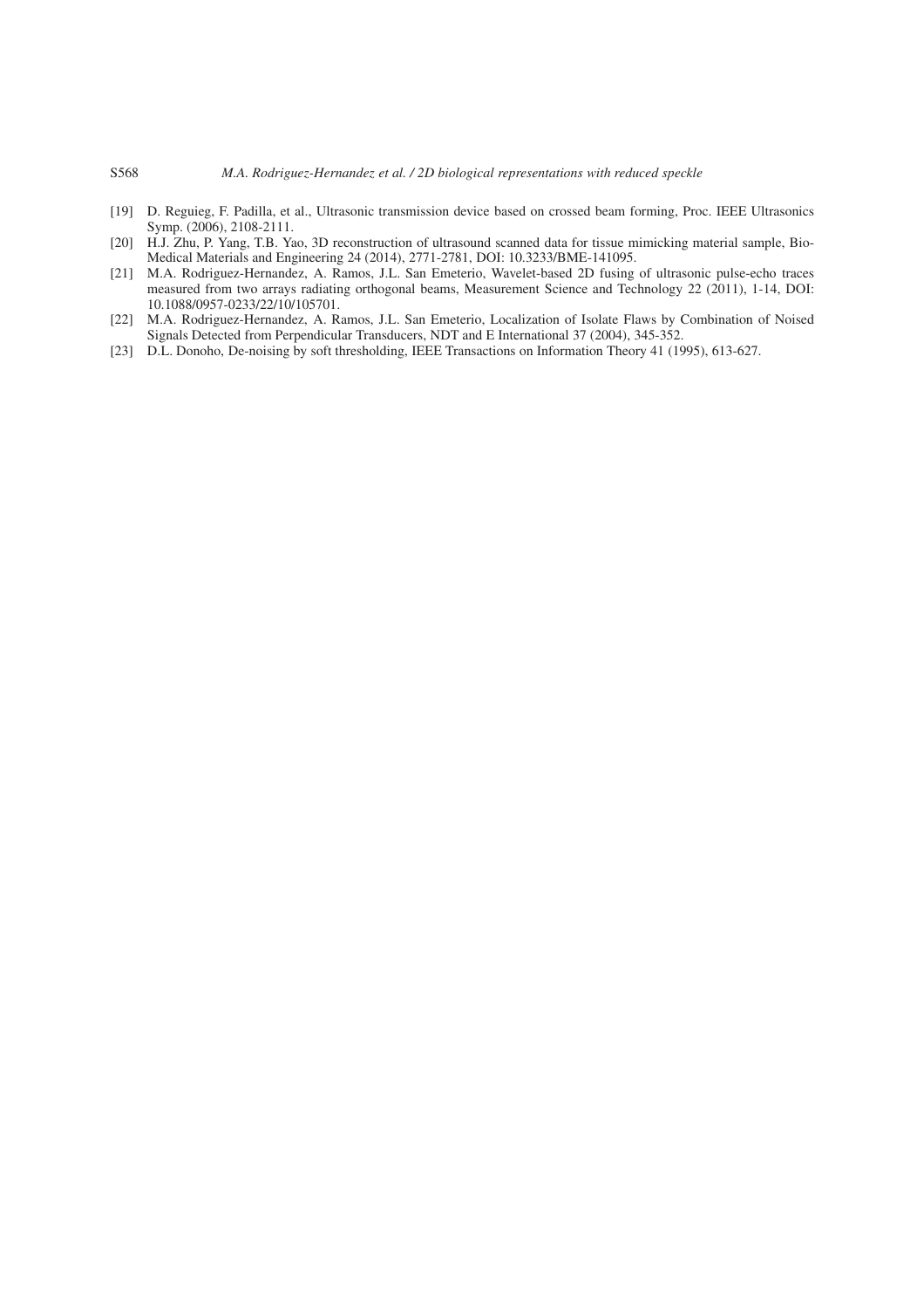[19] D. Reguieg, F. Padilla, et al., Ultrasonic transmission device based on crossed beam forming, Proc. IEEE Ultrasonics Symp. (2006), 2108-2111.

[20] H.J. Zhu, P. Yang, T.B. Yao, 3D reconstruction of ultrasound scanned data for tissue mimicking material sample, Bio-Medical Materials and Engineering 24 (2014), 2771-2781, DOI: 10.3233/BME-141095.

[21] M.A. Rodriguez-Hernandez, A. Ramos, J.L. San Emeterio, Wavelet-based 2D fusing of ultrasonic pulse-echo traces measured from two arrays radiating orthogonal beams, Measurement Science and Technology 22 (2011), 1-14, DOI: 10.1088/0957-0233/22/10/105701.

[22] M.A. Rodriguez-Hernandez, A. Ramos, J.L. San Emeterio, Localization of Isolate Flaws by Combination of Noised Signals Detected from Perpendicular Transducers, NDT and E International 37 (2004), 345-352.

[23] D.L. Donoho, De-noising by soft thresholding, IEEE Transactions on Information Theory 41 (1995), 613-627.